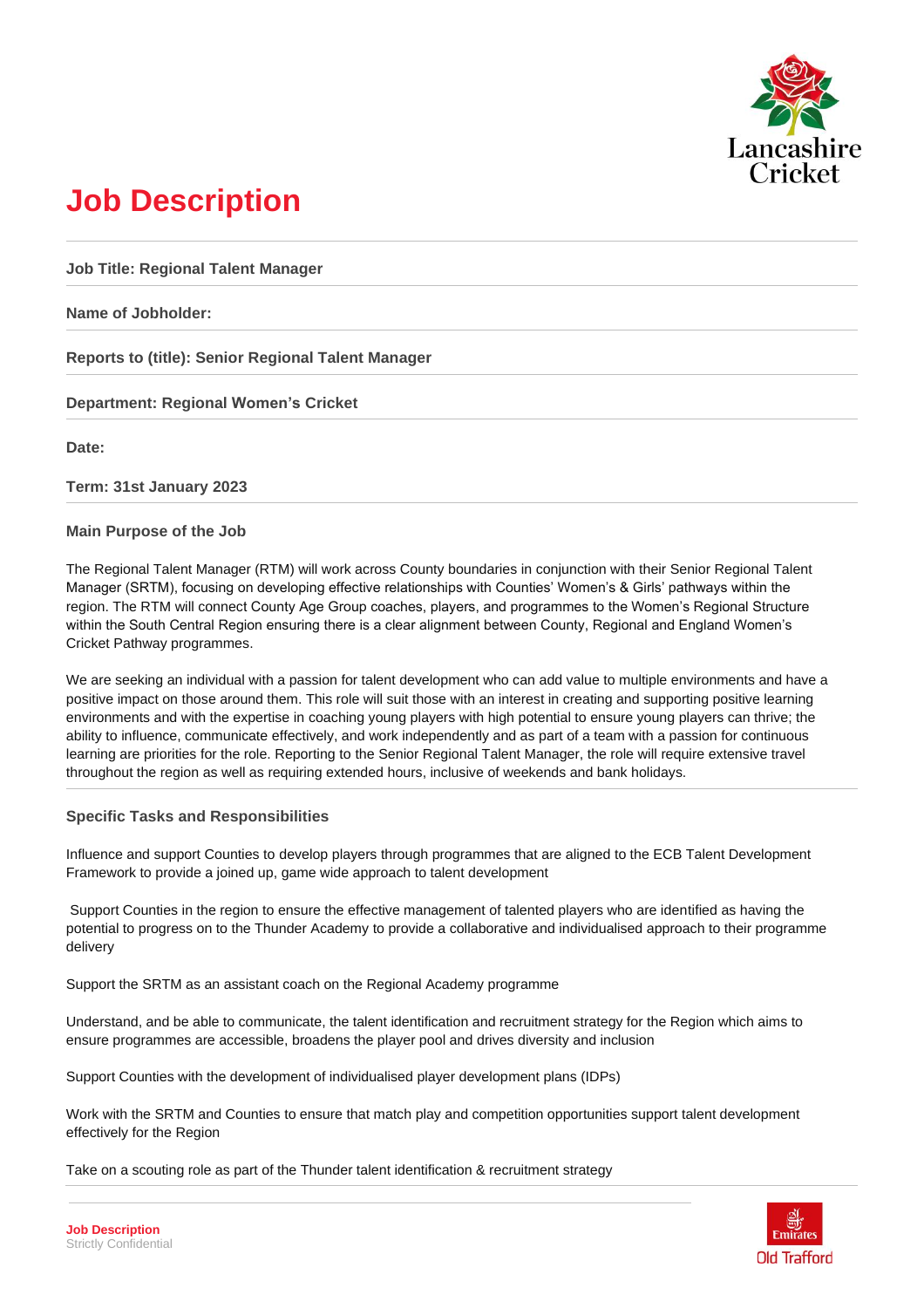# Job Description

**Job Title: Regional Talent Manager**

**Name of Jobholder:**

**Reports to (title): Senior Regional Talent Manager**

**Department: Regional Women's Cricket**

**Date:**

**Term: 31st January 2023**

## Main Purpose of the Job

The Regional Talent Manager (RTM) will work across County boundaries in conjunction with their Senior Regional Talent Manager (SRTM), focusing on developing effective relationships with Counties' Women's & Girls' pathways within the region. The RTM will connect County Age Group coaches, players, and programmes to the Women's Regional Structure within the South Central Region ensuring there is a clear alignment between County, Regional and England Women's Cricket Pathway programmes.

We are seeking an individual with a passion for talent development who can add value to multiple environments and have a positive impact on those around them. This role will suit those with an interest in creating and supporting positive learning environments and with the expertise in coaching young players with high potential to ensure young players can thrive; the ability to influence, communicate effectively, and work independently and as part of a team with a passion for continuous learning are priorities for the role. Reporting to the Senior Regional Talent Manager, the role will require extensive travel throughout the region as well as requiring extended hours, inclusive of weekends and bank holidays.

## Specific Tasks and Responsibilities

Influence and support Counties to develop players through programmes that are aligned to the ECB Talent Development Framework to provide a joined up, game wide approach to talent development

Support Counties in the region to ensure the effective management of talented players who are identified as having the potential to progress on to the Thunder Academy to provide a collaborative and individualised approach to their programme delivery

Support the SRTM as an assistant coach on the Regional Academy programme

Understand, and be able to communicate, the talent identification and recruitment strategy for the Region which aims to ensure programmes are accessible, broadens the player pool and drives diversity and inclusion

Support Counties with the development of individualised player development plans (IDPs)

Work with the SRTM and Counties to ensure that match play and competition opportunities support talent development effectively for the Region

Take on a scouting role as part of the Thunder talent identification & recruitment strategy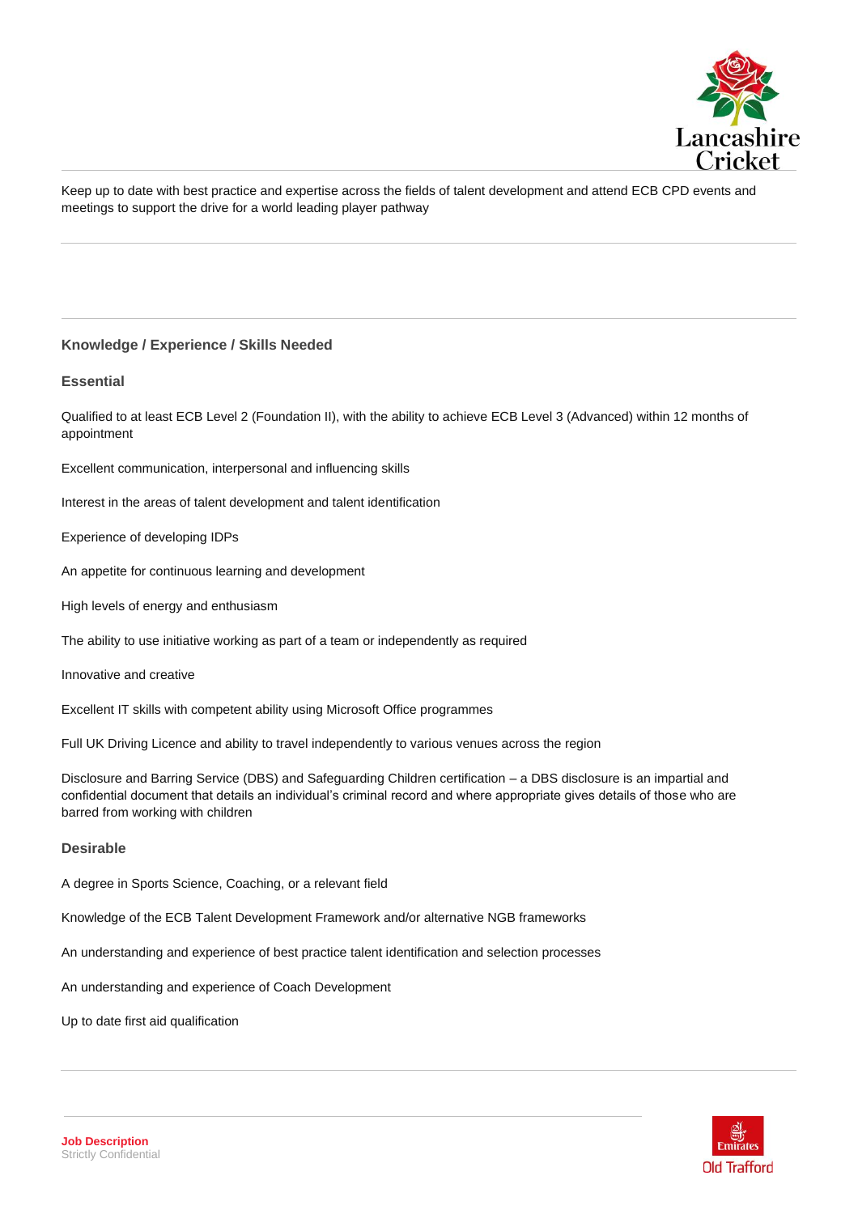Keep up to date with best practice and expertise across the fields of talent development and attend ECB CPD events and meetings to support the drive for a world leading player pathway

### Knowledge / Experience / Skills Needed

#### Essential

Qualified to at least ECB Level 2 (Foundation II), with the ability to achieve ECB Level 3 (Advanced) within 12 months of appointment

Excellent communication, interpersonal and influencing skills

Interest in the areas of talent development and talent identification

Experience of developing IDPs

An appetite for continuous learning and development

High levels of energy and enthusiasm

The ability to use initiative working as part of a team or independently as required

Innovative and creative

Excellent IT skills with competent ability using Microsoft Office programmes

Full UK Driving Licence and ability to travel independently to various venues across the region

Disclosure and Barring Service (DBS) and Safeguarding Children certification – a DBS disclosure is an impartial and confidential document that details an individual's criminal record and where appropriate gives details of those who are barred from working with children

#### Desirable

A degree in Sports Science, Coaching, or a relevant field

Knowledge of the ECB Talent Development Framework and/or alternative NGB frameworks

An understanding and experience of best practice talent identification and selection processes

An understanding and experience of Coach Development

Up to date first aid qualification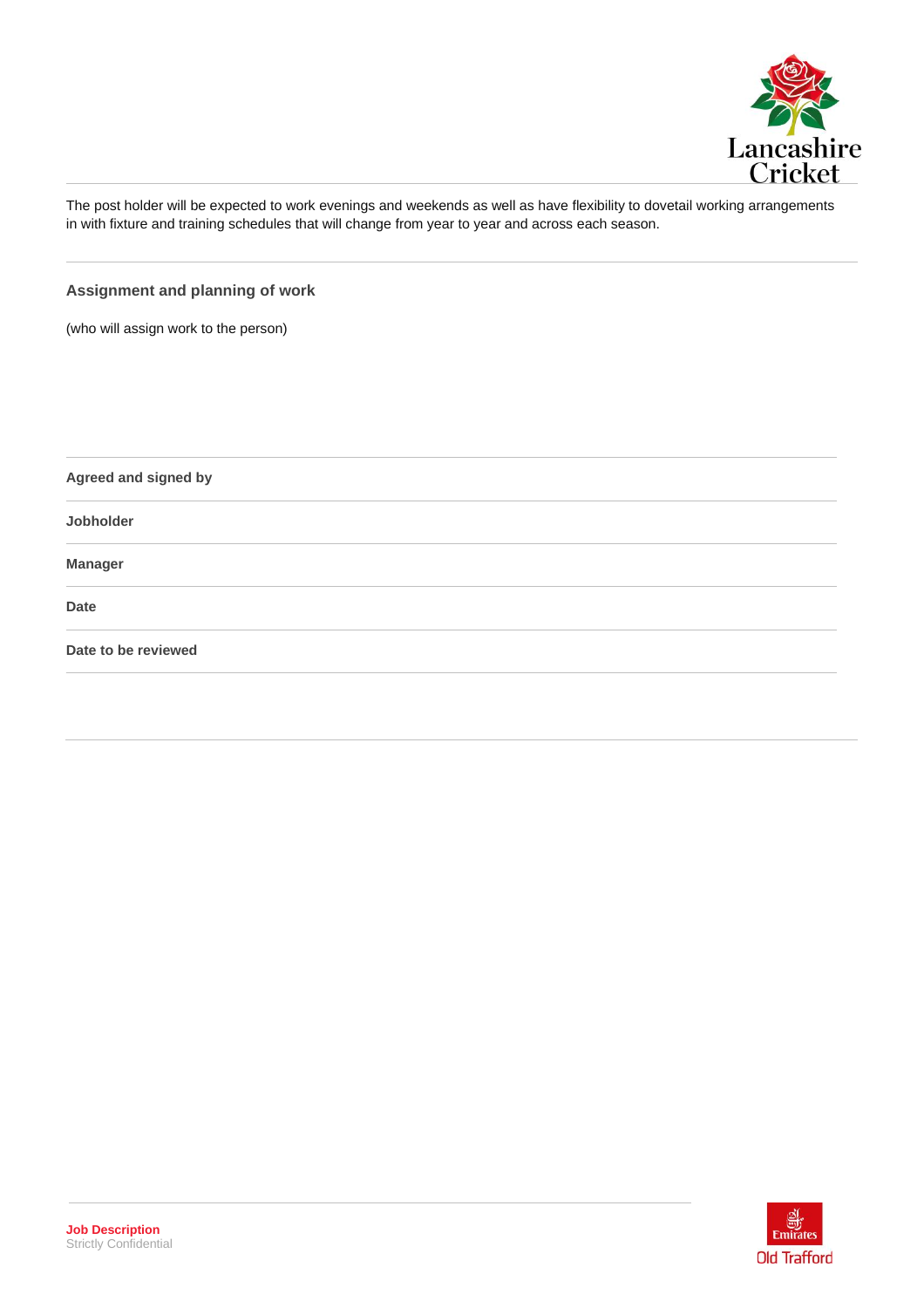The post holder will be expected to work evenings and weekends as well as have flexibility to dovetail working arrangements in with fixture and training schedules that will change from year to year and across each season.

## Assignment and planning of work

(who will assign work to the person)

| | |
|---|---|
| **Agreed and signed by** | |
| **Jobholder** | |
| **Manager** | |
| **Date** | |
| **Date to be reviewed** | |